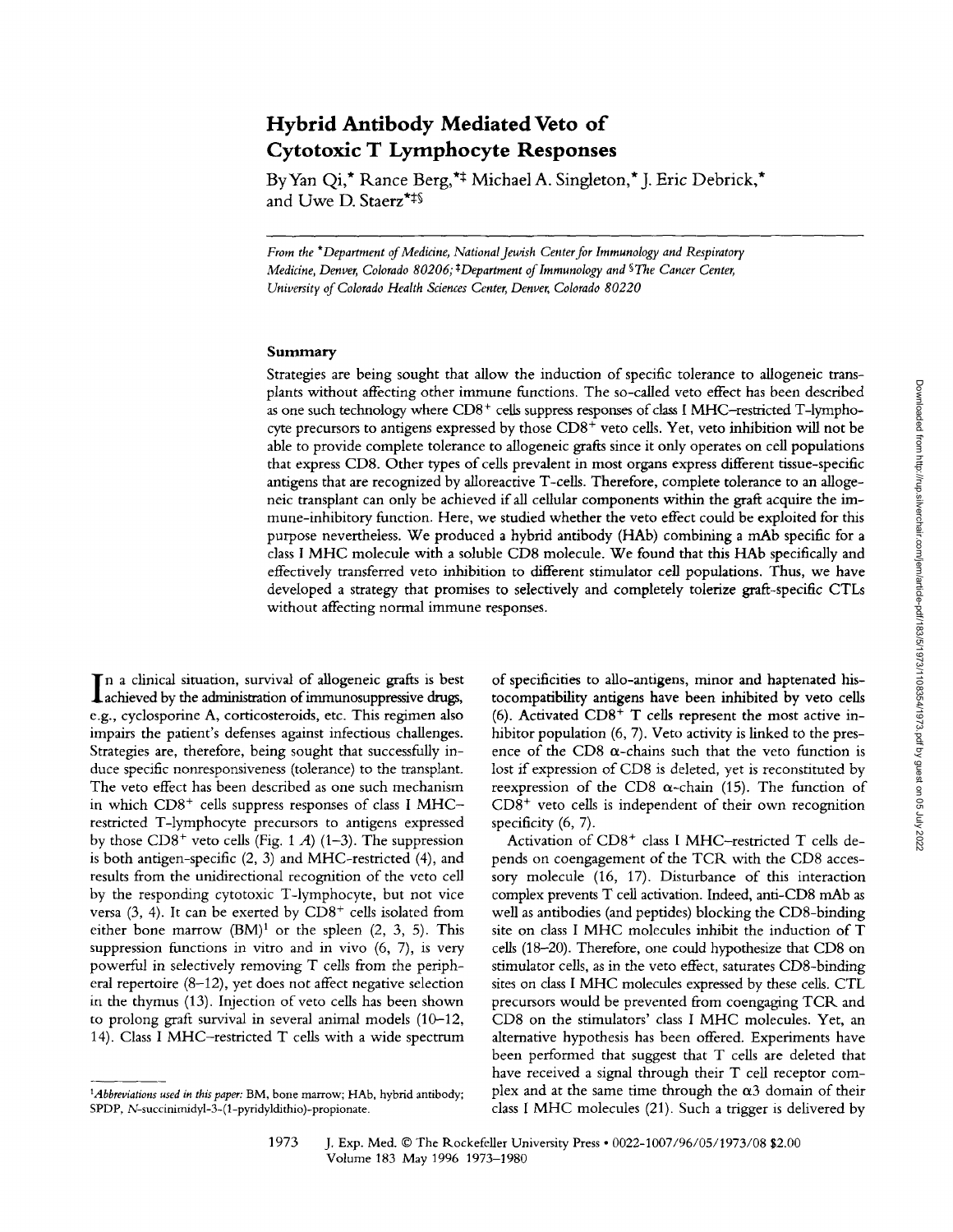# Hybrid Antibody Mediated Veto of Cytotoxic T Lymphocyte Responses

By Yan Qi,* Rance Berg,*‡ Michael A. Singleton,* J. Eric Debrick,* and Uwe D. Staerz*‡§

*From the *Department of Medicine, National Jewish Center for Immunology and Respiratory Medicine, Denver, Colorado 80206; ‡Department of Immunology and §The Cancer Center, University of Colorado Health Sciences Center, Denver, Colorado 80220*

## Summary

Strategies are being sought that allow the induction of specific tolerance to allogeneic transplants without affecting other immune functions. The so-called veto effect has been described as one such technology where $CD8^+$ cells suppress responses of class I MHC–restricted T-lymphocyte precursors to antigens expressed by those $CD8^+$ veto cells. Yet, veto inhibition will not be able to provide complete tolerance to allogeneic grafts since it only operates on cell populations that express CD8. Other types of cells prevalent in most organs express different tissue-specific antigens that are recognized by alloreactive T-cells. Therefore, complete tolerance to an allogeneic transplant can only be achieved if all cellular components within the graft acquire the immune-inhibitory function. Here, we studied whether the veto effect could be exploited for this purpose nevertheless. We produced a hybrid antibody (HAb) combining a mAb specific for a class I MHC molecule with a soluble CD8 molecule. We found that this HAb specifically and effectively transferred veto inhibition to different stimulator cell populations. Thus, we have developed a strategy that promises to selectively and completely tolerize graft-specific CTLs without affecting normal immune responses.

In a clinical situation, survival of allogeneic grafts is best achieved by the administration of immunosuppressive drugs, e.g., cyclosporine A, corticosteroids, etc. This regimen also impairs the patient's defenses against infectious challenges. Strategies are, therefore, being sought that successfully induce specific nonresponsiveness (tolerance) to the transplant. The veto effect has been described as one such mechanism in which $CD8^+$ cells suppress responses of class I MHC–restricted T-lymphocyte precursors to antigens expressed by those $CD8^+$ veto cells (Fig. 1 *A*) (1–3). The suppression is both antigen-specific (2, 3) and MHC-restricted (4), and results from the unidirectional recognition of the veto cell by the responding cytotoxic T-lymphocyte, but not vice versa (3, 4). It can be exerted by $CD8^+$ cells isolated from either bone marrow (BM)[1] or the spleen (2, 3, 5). This suppression functions in vitro and in vivo (6, 7), is very powerful in selectively removing T cells from the peripheral repertoire (8–12), yet does not affect negative selection in the thymus (13). Injection of veto cells has been shown to prolong graft survival in several animal models (10–12, 14). Class I MHC–restricted T cells with a wide spectrum of specificities to allo-antigens, minor and haptenated histocompatibility antigens have been inhibited by veto cells (6). Activated $CD8^+$ T cells represent the most active inhibitor population (6, 7). Veto activity is linked to the presence of the CD8 α-chains such that the veto function is lost if expression of CD8 is deleted, yet is reconstituted by reexpression of the CD8 α-chain (15). The function of $CD8^+$ veto cells is independent of their own recognition specificity (6, 7).

Activation of $CD8^+$ class I MHC–restricted T cells depends on coengagement of the TCR with the CD8 accessory molecule (16, 17). Disturbance of this interaction complex prevents T cell activation. Indeed, anti-CD8 mAb as well as antibodies (and peptides) blocking the CD8-binding site on class I MHC molecules inhibit the induction of T cells (18–20). Therefore, one could hypothesize that CD8 on stimulator cells, as in the veto effect, saturates CD8-binding sites on class I MHC molecules expressed by these cells. CTL precursors would be prevented from coengaging TCR and CD8 on the stimulators' class I MHC molecules. Yet, an alternative hypothesis has been offered. Experiments have been performed that suggest that T cells are deleted that have received a signal through their T cell receptor complex and at the same time through the α3 domain of their class I MHC molecules (21). Such a trigger is delivered by

[1] *Abbreviations used in this paper:* BM, bone marrow; HAb, hybrid antibody; SPDP, *N*-succinimidyl-3-(1-pyridyldithio)-propionate.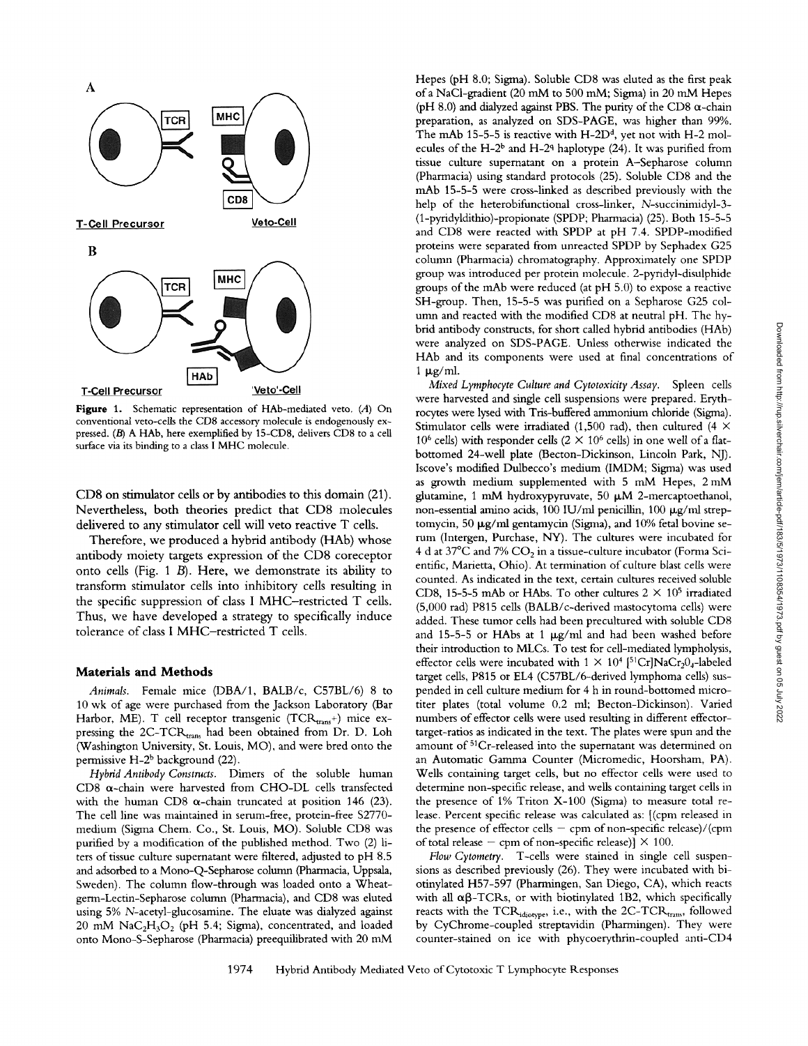Figure 1. Schematic representation of HAb-mediated veto. (*A*) On conventional veto-cells the CD8 accessory molecule is endogenously expressed. (*B*) A HAb, here exemplified by 15-CD8, delivers CD8 to a cell surface via its binding to a class I MHC molecule.

CD8 on stimulator cells or by antibodies to this domain (21). Nevertheless, both theories predict that CD8 molecules delivered to any stimulator cell will veto reactive T cells.

Therefore, we produced a hybrid antibody (HAb) whose antibody moiety targets expression of the CD8 coreceptor onto cells (Fig. 1 *B*). Here, we demonstrate its ability to transform stimulator cells into inhibitory cells resulting in the specific suppression of class I MHC–restricted T cells. Thus, we have developed a strategy to specifically induce tolerance of class I MHC–restricted T cells.

## Materials and Methods

*Animals.* Female mice (DBA/1, BALB/c, C57BL/6) 8 to 10 wk of age were purchased from the Jackson Laboratory (Bar Harbor, ME). T cell receptor transgenic ($TCR_{trans}$+) mice expressing the 2C-$TCR_{trans}$ had been obtained from Dr. D. Loh (Washington University, St. Louis, MO), and were bred onto the permissive H-$2^b$ background (22).

*Hybrid Antibody Constructs.* Dimers of the soluble human CD8 α-chain were harvested from CHO-DL cells transfected with the human CD8 α-chain truncated at position 146 (23). The cell line was maintained in serum-free, protein-free S2770-medium (Sigma Chem. Co., St. Louis, MO). Soluble CD8 was purified by a modification of the published method. Two (2) liters of tissue culture supernatant were filtered, adjusted to pH 8.5 and adsorbed to a Mono-Q-Sepharose column (Pharmacia, Uppsala, Sweden). The column flow-through was loaded onto a Wheatgerm-Lectin-Sepharose column (Pharmacia), and CD8 was eluted using 5% *N*-acetyl-glucosamine. The eluate was dialyzed against 20 mM $NaC_2H_3O_2$ (pH 5.4; Sigma), concentrated, and loaded onto Mono-S-Sepharose (Pharmacia) preequilibrated with 20 mM Hepes (pH 8.0; Sigma). Soluble CD8 was eluted as the first peak of a NaCl-gradient (20 mM to 500 mM; Sigma) in 20 mM Hepes (pH 8.0) and dialyzed against PBS. The purity of the CD8 α-chain preparation, as analyzed on SDS-PAGE, was higher than 99%. The mAb 15-5-5 is reactive with H-$2D^d$, yet not with H-2 molecules of the H-$2^b$ and H-$2^q$ haplotype (24). It was purified from tissue culture supernatant on a protein A–Sepharose column (Pharmacia) using standard protocols (25). Soluble CD8 and the mAb 15-5-5 were cross-linked as described previously with the help of the heterobifunctional cross-linker, *N*-succinimidyl-3-(1-pyridyldithio)-propionate (SPDP; Pharmacia) (25). Both 15-5-5 and CD8 were reacted with SPDP at pH 7.4. SPDP-modified proteins were separated from unreacted SPDP by Sephadex G25 column (Pharmacia) chromatography. Approximately one SPDP group was introduced per protein molecule. 2-pyridyl-disulphide groups of the mAb were reduced (at pH 5.0) to expose a reactive SH-group. Then, 15-5-5 was purified on a Sepharose G25 column and reacted with the modified CD8 at neutral pH. The hybrid antibody constructs, for short called hybrid antibodies (HAb) were analyzed on SDS-PAGE. Unless otherwise indicated the HAb and its components were used at final concentrations of 1 μg/ml.

*Mixed Lymphocyte Culture and Cytotoxicity Assay.* Spleen cells were harvested and single cell suspensions were prepared. Erythrocytes were lysed with Tris-buffered ammonium chloride (Sigma). Stimulator cells were irradiated (1,500 rad), then cultured ($4 \times 10^6$ cells) with responder cells ($2 \times 10^6$ cells) in one well of a flat-bottomed 24-well plate (Becton-Dickinson, Lincoln Park, NJ). Iscove's modified Dulbecco's medium (IMDM; Sigma) was used as growth medium supplemented with 5 mM Hepes, 2 mM glutamine, 1 mM hydroxypyruvate, 50 μM 2-mercaptoethanol, non-essential amino acids, 100 IU/ml penicillin, 100 μg/ml streptomycin, 50 μg/ml gentamycin (Sigma), and 10% fetal bovine serum (Intergen, Purchase, NY). The cultures were incubated for 4 d at 37°C and 7% $CO_2$ in a tissue-culture incubator (Forma Scientific, Marietta, Ohio). At termination of culture blast cells were counted. As indicated in the text, certain cultures received soluble CD8, 15-5-5 mAb or HAbs. To other cultures $2 \times 10^5$ irradiated (5,000 rad) P815 cells (BALB/c-derived mastocytoma cells) were added. These tumor cells had been precultured with soluble CD8 and 15-5-5 or HAbs at 1 μg/ml and had been washed before their introduction to MLCs. To test for cell-mediated lympholysis, effector cells were incubated with $1 \times 10^4$ [$^{51}$Cr]$NaCr_2O_4$-labeled target cells, P815 or EL4 (C57BL/6-derived lymphoma cells) suspended in cell culture medium for 4 h in round-bottomed microtiter plates (total volume 0.2 ml; Becton-Dickinson). Varied numbers of effector cells were used resulting in different effector-target-ratios as indicated in the text. The plates were spun and the amount of $^{51}$Cr-released into the supernatant was determined on an Automatic Gamma Counter (Micromedic, Hoorsham, PA). Wells containing target cells, but no effector cells were used to determine non-specific release, and wells containing target cells in the presence of 1% Triton X-100 (Sigma) to measure total release. Percent specific release was calculated as: [(cpm released in the presence of effector cells − cpm of non-specific release)/(cpm of total release − cpm of non-specific release)] × 100.

*Flow Cytometry.* T-cells were stained in single cell suspensions as described previously (26). They were incubated with biotinylated H57-597 (Pharmingen, San Diego, CA), which reacts with all αβ-TCRs, or with biotinylated 1B2, which specifically reacts with the $TCR_{idiotype}$, i.e., with the 2C-$TCR_{trans}$, followed by CyChrome-coupled streptavidin (Pharmingen). They were counter-stained on ice with phycoerythrin-coupled anti-CD4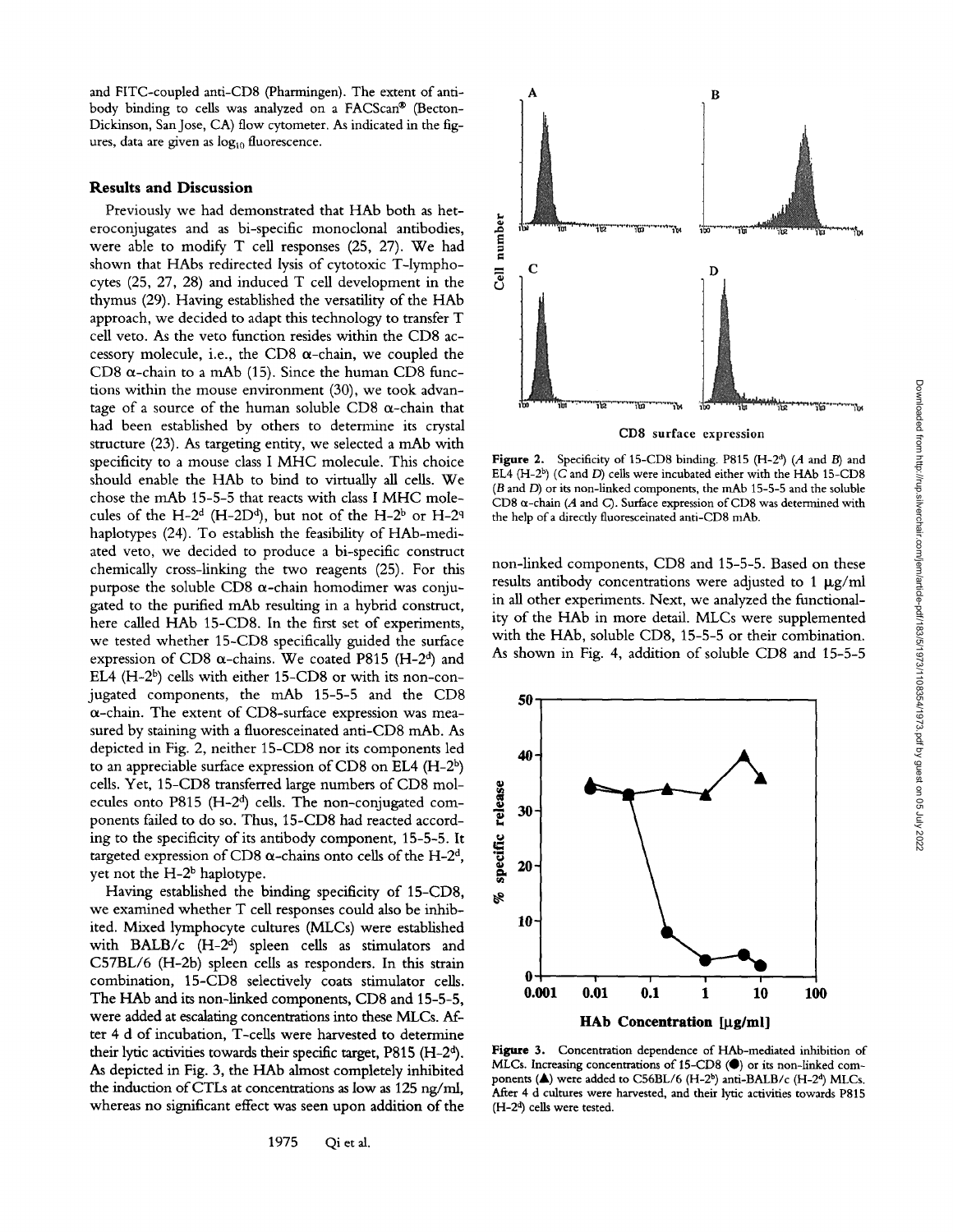and FITC-coupled anti-CD8 (Pharmingen). The extent of antibody binding to cells was analyzed on a FACScan® (Becton-Dickinson, San Jose, CA) flow cytometer. As indicated in the figures, data are given as $\log_{10}$ fluorescence.

## Results and Discussion

Previously we had demonstrated that HAb both as heteroconjugates and as bi-specific monoclonal antibodies, were able to modify T cell responses (25, 27). We had shown that HAbs redirected lysis of cytotoxic T-lymphocytes (25, 27, 28) and induced T cell development in the thymus (29). Having established the versatility of the HAb approach, we decided to adapt this technology to transfer T cell veto. As the veto function resides within the CD8 accessory molecule, i.e., the CD8 α-chain, we coupled the CD8 α-chain to a mAb (15). Since the human CD8 functions within the mouse environment (30), we took advantage of a source of the human soluble CD8 α-chain that had been established by others to determine its crystal structure (23). As targeting entity, we selected a mAb with specificity to a mouse class I MHC molecule. This choice should enable the HAb to bind to virtually all cells. We chose the mAb 15-5-5 that reacts with class I MHC molecules of the H-2[d] (H-2D[d]), but not of the H-2[b] or H-2[q] haplotypes (24). To establish the feasibility of HAb-mediated veto, we decided to produce a bi-specific construct chemically cross-linking the two reagents (25). For this purpose the soluble CD8 α-chain homodimer was conjugated to the purified mAb resulting in a hybrid construct, here called HAb 15-CD8. In the first set of experiments, we tested whether 15-CD8 specifically guided the surface expression of CD8 α-chains. We coated P815 (H-2[d]) and EL4 (H-2[b]) cells with either 15-CD8 or with its non-conjugated components, the mAb 15-5-5 and the CD8 α-chain. The extent of CD8-surface expression was measured by staining with a fluoresceinated anti-CD8 mAb. As depicted in Fig. 2, neither 15-CD8 nor its components led to an appreciable surface expression of CD8 on EL4 (H-2[b]) cells. Yet, 15-CD8 transferred large numbers of CD8 molecules onto P815 (H-2[d]) cells. The non-conjugated components failed to do so. Thus, 15-CD8 had reacted according to the specificity of its antibody component, 15-5-5. It targeted expression of CD8 α-chains onto cells of the H-2[d], yet not the H-2[b] haplotype.

Having established the binding specificity of 15-CD8, we examined whether T cell responses could also be inhibited. Mixed lymphocyte cultures (MLCs) were established with BALB/c (H-2[d]) spleen cells as stimulators and C57BL/6 (H-2b) spleen cells as responders. In this strain combination, 15-CD8 selectively coats stimulator cells. The HAb and its non-linked components, CD8 and 15-5-5, were added at escalating concentrations into these MLCs. After 4 d of incubation, T-cells were harvested to determine their lytic activities towards their specific target, P815 (H-2[d]). As depicted in Fig. 3, the HAb almost completely inhibited the induction of CTLs at concentrations as low as 125 ng/ml, whereas no significant effect was seen upon addition of the non-linked components, CD8 and 15-5-5. Based on these results antibody concentrations were adjusted to 1 μg/ml in all other experiments. Next, we analyzed the functionality of the HAb in more detail. MLCs were supplemented with the HAb, soluble CD8, 15-5-5 or their combination. As shown in Fig. 4, addition of soluble CD8 and 15-5-5

**Figure 2.** Specificity of 15-CD8 binding. P815 (H-2[d]) (*A* and *B*) and EL4 (H-2[b]) (*C* and *D*) cells were incubated either with the HAb 15-CD8 (*B* and *D*) or its non-linked components, the mAb 15-5-5 and the soluble CD8 α-chain (*A* and *C*). Surface expression of CD8 was determined with the help of a directly fluoresceinated anti-CD8 mAb.

**Figure 3.** Concentration dependence of HAb-mediated inhibition of MLCs. Increasing concentrations of 15-CD8 (●) or its non-linked components (▲) were added to C56BL/6 (H-2[b]) anti-BALB/c (H-2[d]) MLCs. After 4 d cultures were harvested, and their lytic activities towards P815 (H-2[d]) cells were tested.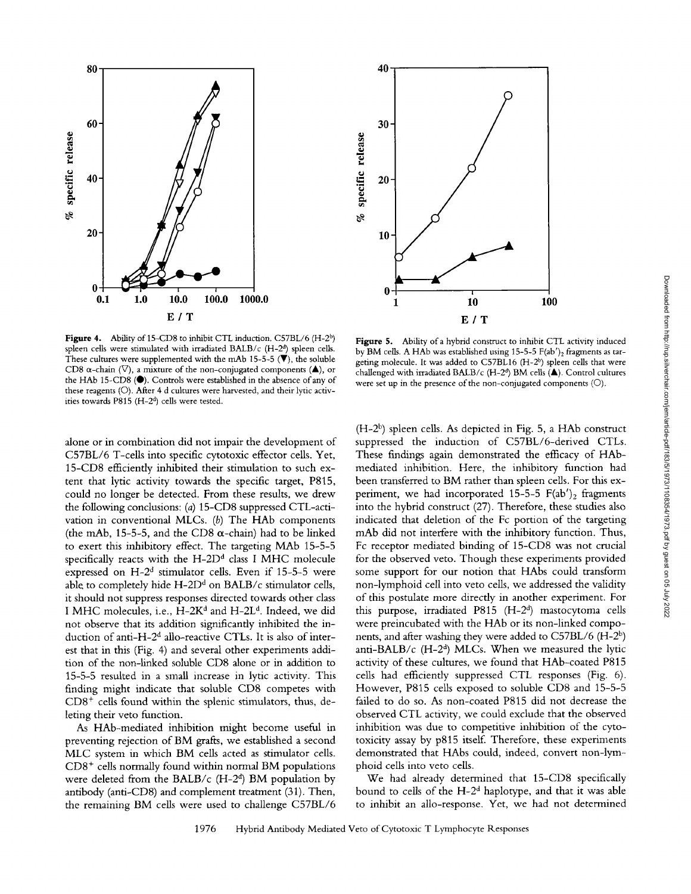**Figure 4.** Ability of 15-CD8 to inhibit CTL induction. C57BL/6 (H-$2^b$) spleen cells were stimulated with irradiated BALB/c (H-$2^d$) spleen cells. These cultures were supplemented with the mAb 15-5-5 (▼), the soluble CD8 α-chain (▽), a mixture of the non-conjugated components (▲), or the HAb 15-CD8 (●). Controls were established in the absence of any of these reagents (○). After 4 d cultures were harvested, and their lytic activities towards P815 (H-$2^d$) cells were tested.

**Figure 5.** Ability of a hybrid construct to inhibit CTL activity induced by BM cells. A HAb was established using 15-5-5 F(ab')$_2$ fragments as targeting molecule. It was added to C57BL16 (H-$2^b$) spleen cells that were challenged with irradiated BALB/c (H-$2^d$) BM cells (▲). Control cultures were set up in the presence of the non-conjugated components (○).

alone or in combination did not impair the development of C57BL/6 T-cells into specific cytotoxic effector cells. Yet, 15-CD8 efficiently inhibited their stimulation to such extent that lytic activity towards the specific target, P815, could no longer be detected. From these results, we drew the following conclusions: (*a*) 15-CD8 suppressed CTL-activation in conventional MLCs. (*b*) The HAb components (the mAb, 15-5-5, and the CD8 α-chain) had to be linked to exert this inhibitory effect. The targeting MAb 15-5-5 specifically reacts with the H-$2D^d$ class I MHC molecule expressed on H-$2^d$ stimulator cells. Even if 15-5-5 were able to completely hide H-$2D^d$ on BALB/c stimulator cells, it should not suppress responses directed towards other class I MHC molecules, i.e., H-$2K^d$ and H-$2L^d$. Indeed, we did not observe that its addition significantly inhibited the induction of anti-H-$2^d$ allo-reactive CTLs. It is also of interest that in this (Fig. 4) and several other experiments addition of the non-linked soluble CD8 alone or in addition to 15-5-5 resulted in a small increase in lytic activity. This finding might indicate that soluble CD8 competes with $CD8^+$ cells found within the splenic stimulators, thus, deleting their veto function.

As HAb-mediated inhibition might become useful in preventing rejection of BM grafts, we established a second MLC system in which BM cells acted as stimulator cells. $CD8^+$ cells normally found within normal BM populations were deleted from the BALB/c (H-$2^d$) BM population by antibody (anti-CD8) and complement treatment (31). Then, the remaining BM cells were used to challenge C57BL/6 (H-$2^b$) spleen cells. As depicted in Fig. 5, a HAb construct suppressed the induction of C57BL/6-derived CTLs. These findings again demonstrated the efficacy of HAb-mediated inhibition. Here, the inhibitory function had been transferred to BM rather than spleen cells. For this experiment, we had incorporated 15-5-5 F(ab')$_2$ fragments into the hybrid construct (27). Therefore, these studies also indicated that deletion of the Fc portion of the targeting mAb did not interfere with the inhibitory function. Thus, Fc receptor mediated binding of 15-CD8 was not crucial for the observed veto. Though these experiments provided some support for our notion that HAbs could transform non-lymphoid cell into veto cells, we addressed the validity of this postulate more directly in another experiment. For this purpose, irradiated P815 (H-$2^d$) mastocytoma cells were preincubated with the HAb or its non-linked components, and after washing they were added to C57BL/6 (H-$2^b$) anti-BALB/c (H-$2^d$) MLCs. When we measured the lytic activity of these cultures, we found that HAb-coated P815 cells had efficiently suppressed CTL responses (Fig. 6). However, P815 cells exposed to soluble CD8 and 15-5-5 failed to do so. As non-coated P815 did not decrease the observed CTL activity, we could exclude that the observed inhibition was due to competitive inhibition of the cytotoxicity assay by p815 itself. Therefore, these experiments demonstrated that HAbs could, indeed, convert non-lymphoid cells into veto cells.

We had already determined that 15-CD8 specifically bound to cells of the H-$2^d$ haplotype, and that it was able to inhibit an allo-response. Yet, we had not determined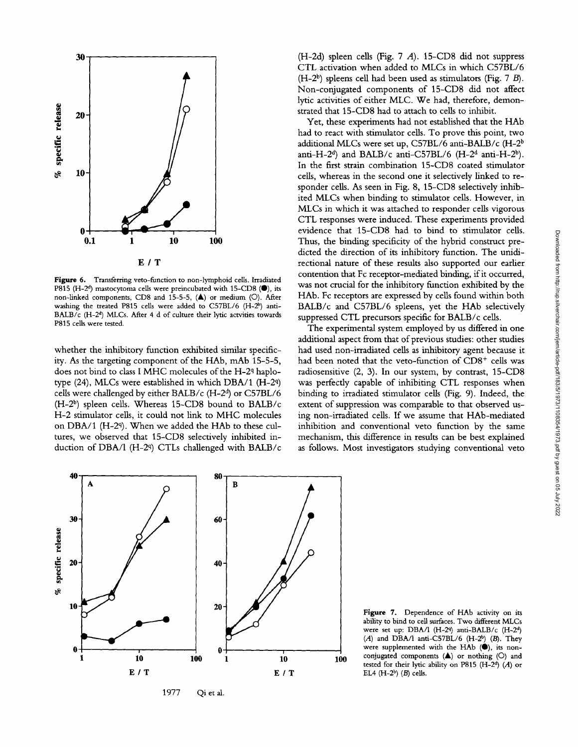Figure 6. Transferring veto-function to non-lymphoid cells. Irradiated P815 (H-2[d]) mastocytoma cells were preincubated with 15-CD8 (●), its non-linked components, CD8 and 15-5-5, (▲) or medium (○). After washing the treated P815 cells were added to C57BL/6 (H-2[b]) anti-BALB/c (H-2[d]) MLCs. After 4 d of culture their lytic actvities towards P815 cells were tested.

whether the inhibitory function exhibited similar specificity. As the targeting component of the HAb, mAb 15-5-5, does not bind to class I MHC molecules of the H-2[q] haplotype (24), MLCs were established in which DBA/1 (H-2[q]) cells were challenged by either BALB/c (H-2[d]) or C57BL/6 (H-2[b]) spleen cells. Whereas 15-CD8 bound to BALB/c H-2 stimulator cells, it could not link to MHC molecules on DBA/1 (H-2[q]). When we added the HAb to these cultures, we observed that 15-CD8 selectively inhibited induction of DBA/1 (H-2[q]) CTLs challenged with BALB/c (H-2d) spleen cells (Fig. 7 *A*). 15-CD8 did not suppress CTL activation when added to MLCs in which C57BL/6 (H-2[b]) spleens cell had been used as stimulators (Fig. 7 *B*). Non-conjugated components of 15-CD8 did not affect lytic activities of either MLC. We had, therefore, demonstrated that 15-CD8 had to attach to cells to inhibit.

Yet, these experiments had not established that the HAb had to react with stimulator cells. To prove this point, two additional MLCs were set up, C57BL/6 anti-BALB/c (H-2[b] anti-H-2[d]) and BALB/c anti-C57BL/6 (H-2[d] anti-H-2[b]). In the first strain combination 15-CD8 coated stimulator cells, whereas in the second one it selectively linked to responder cells. As seen in Fig. 8, 15-CD8 selectively inhibited MLCs when binding to stimulator cells. However, in MLCs in which it was attached to responder cells vigorous CTL responses were induced. These experiments provided evidence that 15-CD8 had to bind to stimulator cells. Thus, the binding specificity of the hybrid construct predicted the direction of its inhibitory function. The unidirectional nature of these results also supported our earlier contention that Fc receptor-mediated binding, if it occurred, was not crucial for the inhibitory function exhibited by the HAb. Fc receptors are expressed by cells found within both BALB/c and C57BL/6 spleens, yet the HAb selectively suppressed CTL precursors specific for BALB/c cells.

The experimental system employed by us differed in one additional aspect from that of previous studies: other studies had used non-irradiated cells as inhibitory agent because it had been noted that the veto-function of CD8[+] cells was radiosensitive (2, 3). In our system, by contrast, 15-CD8 was perfectly capable of inhibiting CTL responses when binding to irradiated stimulator cells (Fig. 9). Indeed, the extent of suppression was comparable to that observed using non-irradiated cells. If we assume that HAb-mediated inhibition and conventional veto function by the same mechanism, this difference in results can be best explained as follows. Most investigators studying conventional veto

Figure 7. Dependence of HAb activity on its ability to bind to cell surfaces. Two different MLCs were set up: DBA/1 (H-2[q]) anti-BALB/c (H-2[d]) (*A*) and DBA/1 anti-C57BL/6 (H-2[b]) (*B*). They were supplemented with the HAb (●), its non-conjugated components (▲) or nothing (○) and tested for their lytic ability on P815 (H-2[d]) (*A*) or EL4 (H-2[b]) (*B*) cells.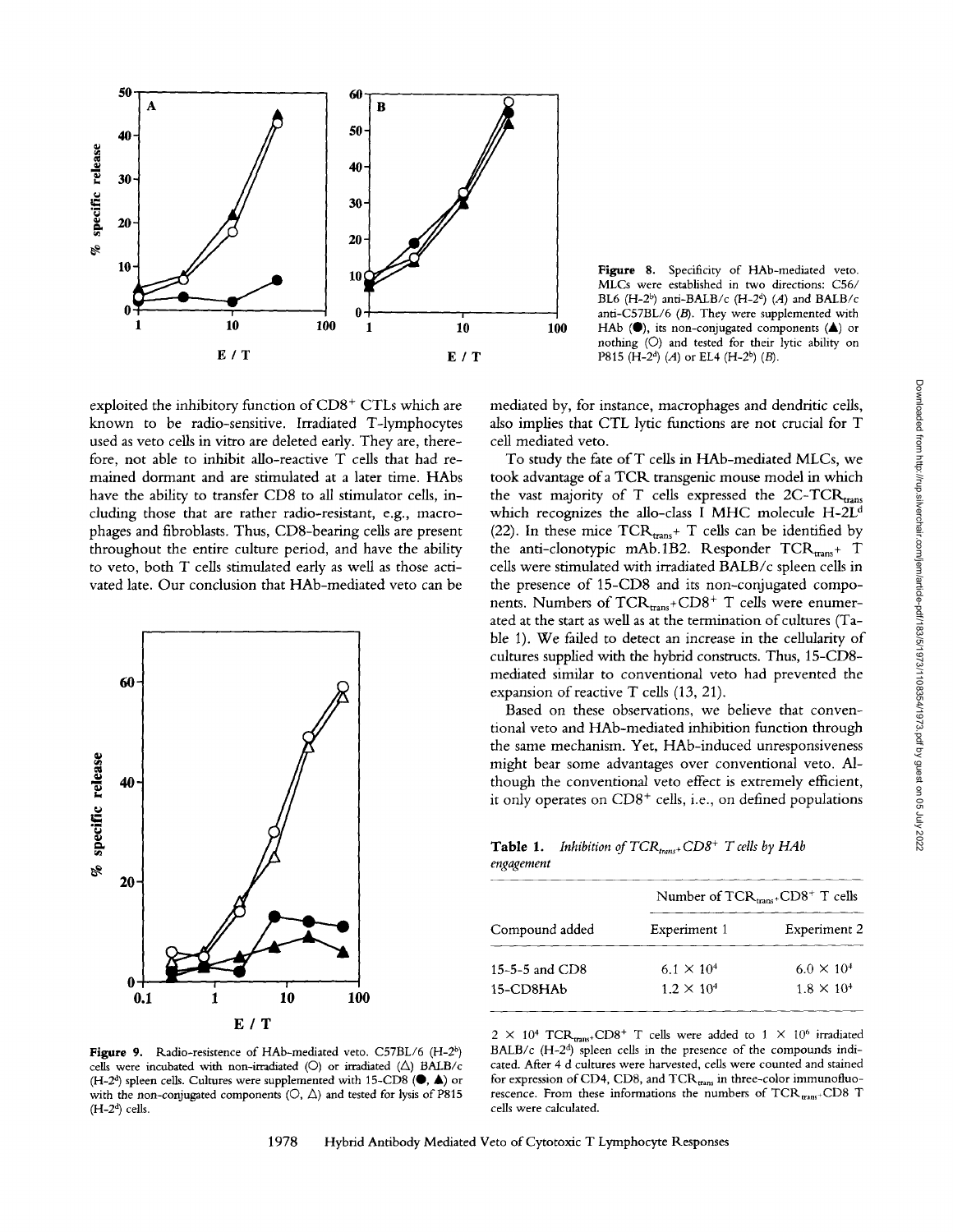Figure 8. Specificity of HAb-mediated veto. MLCs were established in two directions: C56/BL6 (H-2[b]) anti-BALB/c (H-2[d]) (A) and BALB/c anti-C57BL/6 (B). They were supplemented with HAb (●), its non-conjugated components (▲) or nothing (○) and tested for their lytic ability on P815 (H-2[d]) (A) or EL4 (H-2[b]) (B).

exploited the inhibitory function of CD8+ CTLs which are known to be radio-sensitive. Irradiated T-lymphocytes used as veto cells in vitro are deleted early. They are, therefore, not able to inhibit allo-reactive T cells that had remained dormant and are stimulated at a later time. HAbs have the ability to transfer CD8 to all stimulator cells, including those that are rather radio-resistant, e.g., macrophages and fibroblasts. Thus, CD8-bearing cells are present throughout the entire culture period, and have the ability to veto, both T cells stimulated early as well as those activated late. Our conclusion that HAb-mediated veto can be mediated by, for instance, macrophages and dendritic cells, also implies that CTL lytic functions are not crucial for T cell mediated veto.

Figure 9. Radio-resistence of HAb-mediated veto. C57BL/6 (H-2[b]) cells were incubated with non-irradiated (○) or irradiated (△) BALB/c (H-2[d]) spleen cells. Cultures were supplemented with 15-CD8 (●, ▲) or with the non-conjugated components (○, △) and tested for lysis of P815 (H-2[d]) cells.

To study the fate of T cells in HAb-mediated MLCs, we took advantage of a TCR transgenic mouse model in which the vast majority of T cells expressed the 2C-$TCR_{trans}$ which recognizes the allo-class I MHC molecule H-2L[d] (22). In these mice $TCR_{trans}$+ T cells can be identified by the anti-clonotypic mAb.1B2. Responder $TCR_{trans}$+ T cells were stimulated with irradiated BALB/c spleen cells in the presence of 15-CD8 and its non-conjugated components. Numbers of $TCR_{trans}$+CD8+ T cells were enumerated at the start as well as at the termination of cultures (Table 1). We failed to detect an increase in the cellularity of cultures supplied with the hybrid constructs. Thus, 15-CD8-mediated similar to conventional veto had prevented the expansion of reactive T cells (13, 21).

Based on these observations, we believe that conventional veto and HAb-mediated inhibition function through the same mechanism. Yet, HAb-induced unresponsiveness might bear some advantages over conventional veto. Although the conventional veto effect is extremely efficient, it only operates on CD8+ cells, i.e., on defined populations

**Table 1.** *Inhibition of $TCR_{trans}$+CD8+ T cells by HAb engagement*

| Compound added | Number of $TCR_{trans}$+CD8+ T cells | |
|---|---|---|
| | Experiment 1 | Experiment 2 |
| 15-5-5 and CD8 | $6.1 \times 10^4$ | $6.0 \times 10^4$ |
| 15-CD8HAb | $1.2 \times 10^4$ | $1.8 \times 10^4$ |

$2 \times 10^4$ $TCR_{trans}$+CD8+ T cells were added to $1 \times 10^6$ irradiated BALB/c (H-2[d]) spleen cells in the presence of the compounds indicated. After 4 d cultures were harvested, cells were counted and stained for expression of CD4, CD8, and $TCR_{trans}$ in three-color immunofluorescence. From these informations the numbers of $TCR_{trans}$+CD8 T cells were calculated.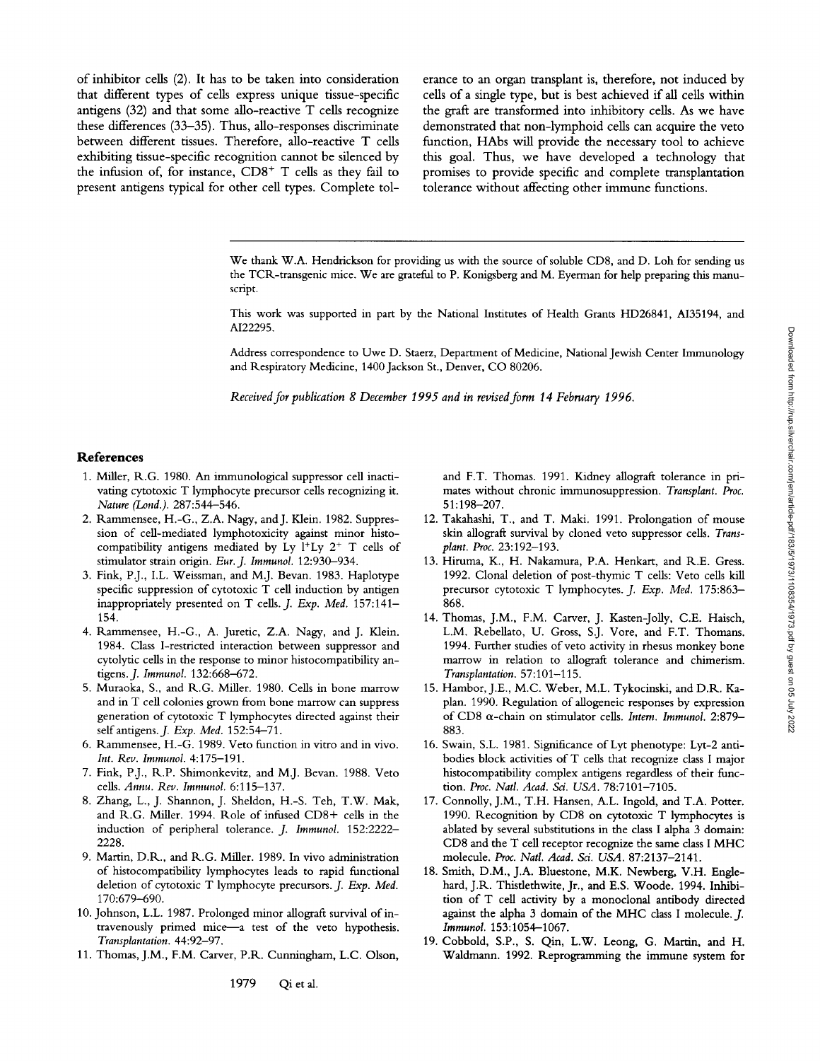of inhibitor cells (2). It has to be taken into consideration that different types of cells express unique tissue-specific antigens (32) and that some allo-reactive T cells recognize these differences (33–35). Thus, allo-responses discriminate between different tissues. Therefore, allo-reactive T cells exhibiting tissue-specific recognition cannot be silenced by the infusion of, for instance, CD8+ T cells as they fail to present antigens typical for other cell types. Complete tolerance to an organ transplant is, therefore, not induced by cells of a single type, but is best achieved if all cells within the graft are transformed into inhibitory cells. As we have demonstrated that non-lymphoid cells can acquire the veto function, HAbs will provide the necessary tool to achieve this goal. Thus, we have developed a technology that promises to provide specific and complete transplantation tolerance without affecting other immune functions.

---

We thank W.A. Hendrickson for providing us with the source of soluble CD8, and D. Loh for sending us the TCR-transgenic mice. We are grateful to P. Konigsberg and M. Eyerman for help preparing this manuscript.

This work was supported in part by the National Institutes of Health Grants HD26841, AI35194, and AI22295.

Address correspondence to Uwe D. Staerz, Department of Medicine, National Jewish Center Immunology and Respiratory Medicine, 1400 Jackson St., Denver, CO 80206.

*Received for publication 8 December 1995 and in revised form 14 February 1996.*

## References

1. Miller, R.G. 1980. An immunological suppressor cell inactivating cytotoxic T lymphocyte precursor cells recognizing it. *Nature (Lond.).* 287:544–546.
2. Rammensee, H.-G., Z.A. Nagy, and J. Klein. 1982. Suppression of cell-mediated lymphotoxicity against minor histocompatibility antigens mediated by Ly 1+Ly 2+ T cells of stimulator strain origin. *Eur. J. Immunol.* 12:930–934.
3. Fink, P.J., I.L. Weissman, and M.J. Bevan. 1983. Haplotype specific suppression of cytotoxic T cell induction by antigen inappropriately presented on T cells. *J. Exp. Med.* 157:141–154.
4. Rammensee, H.-G., A. Juretic, Z.A. Nagy, and J. Klein. 1984. Class I-restricted interaction between suppressor and cytolytic cells in the response to minor histocompatibility antigens. *J. Immunol.* 132:668–672.
5. Muraoka, S., and R.G. Miller. 1980. Cells in bone marrow and in T cell colonies grown from bone marrow can suppress generation of cytotoxic T lymphocytes directed against their self antigens. *J. Exp. Med.* 152:54–71.
6. Rammensee, H.-G. 1989. Veto function in vitro and in vivo. *Int. Rev. Immunol.* 4:175–191.
7. Fink, P.J., R.P. Shimonkevitz, and M.J. Bevan. 1988. Veto cells. *Annu. Rev. Immunol.* 6:115–137.
8. Zhang, L., J. Shannon, J. Sheldon, H.-S. Teh, T.W. Mak, and R.G. Miller. 1994. Role of infused CD8+ cells in the induction of peripheral tolerance. *J. Immunol.* 152:2222–2228.
9. Martin, D.R., and R.G. Miller. 1989. In vivo administration of histocompatibility lymphocytes leads to rapid functional deletion of cytotoxic T lymphocyte precursors. *J. Exp. Med.* 170:679–690.
10. Johnson, L.L. 1987. Prolonged minor allograft survival of intravenously primed mice—a test of the veto hypothesis. *Transplantation.* 44:92–97.
11. Thomas, J.M., F.M. Carver, P.R. Cunningham, L.C. Olson, and F.T. Thomas. 1991. Kidney allograft tolerance in primates without chronic immunosuppression. *Transplant. Proc.* 51:198–207.
12. Takahashi, T., and T. Maki. 1991. Prolongation of mouse skin allograft survival by cloned veto suppressor cells. *Transplant. Proc.* 23:192–193.
13. Hiruma, K., H. Nakamura, P.A. Henkart, and R.E. Gress. 1992. Clonal deletion of post-thymic T cells: Veto cells kill precursor cytotoxic T lymphocytes. *J. Exp. Med.* 175:863–868.
14. Thomas, J.M., F.M. Carver, J. Kasten-Jolly, C.E. Haisch, L.M. Rebellato, U. Gross, S.J. Vore, and F.T. Thomans. 1994. Further studies of veto activity in rhesus monkey bone marrow in relation to allograft tolerance and chimerism. *Transplantation.* 57:101–115.
15. Hambor, J.E., M.C. Weber, M.L. Tykocinski, and D.R. Kaplan. 1990. Regulation of allogeneic responses by expression of CD8 α-chain on stimulator cells. *Intern. Immunol.* 2:879–883.
16. Swain, S.L. 1981. Significance of Lyt phenotype: Lyt-2 antibodies block activities of T cells that recognize class I major histocompatibility complex antigens regardless of their function. *Proc. Natl. Acad. Sci. USA.* 78:7101–7105.
17. Connolly, J.M., T.H. Hansen, A.L. Ingold, and T.A. Potter. 1990. Recognition by CD8 on cytotoxic T lymphocytes is ablated by several substitutions in the class I alpha 3 domain: CD8 and the T cell receptor recognize the same class I MHC molecule. *Proc. Natl. Acad. Sci. USA.* 87:2137–2141.
18. Smith, D.M., J.A. Bluestone, M.K. Newberg, V.H. Englehard, J.R. Thistlethwite, Jr., and E.S. Woode. 1994. Inhibition of T cell activity by a monoclonal antibody directed against the alpha 3 domain of the MHC class I molecule. *J. Immunol.* 153:1054–1067.
19. Cobbold, S.P., S. Qin, L.W. Leong, G. Martin, and H. Waldmann. 1992. Reprogramming the immune system for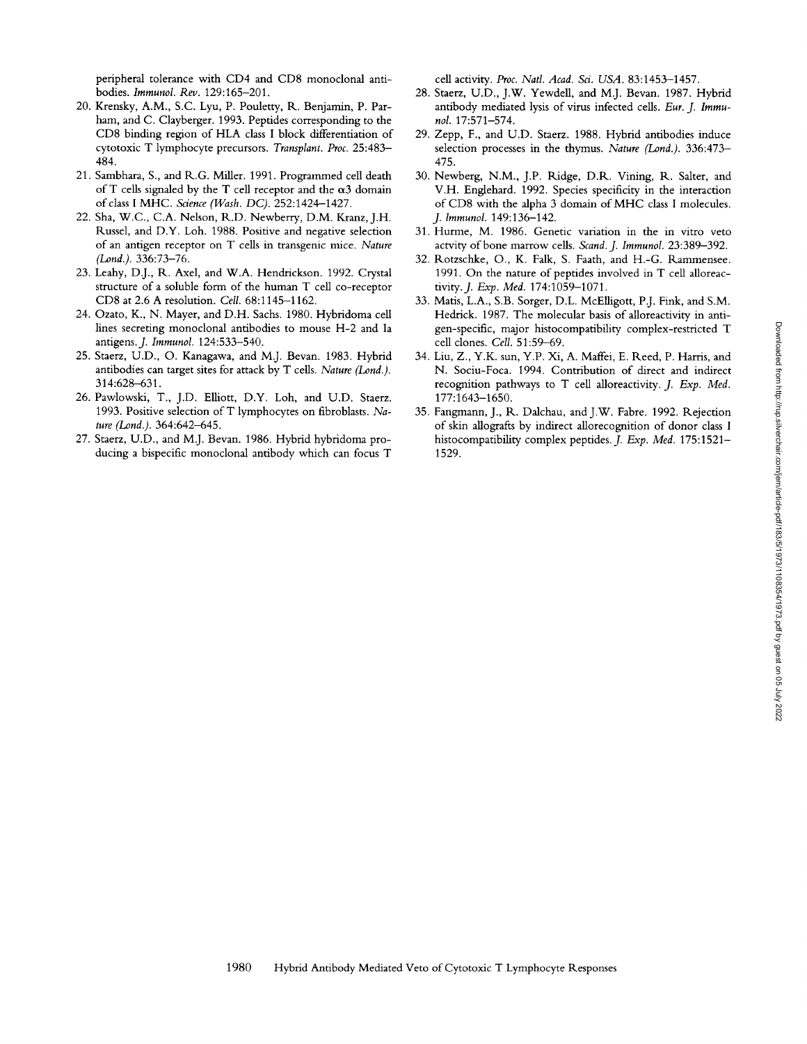peripheral tolerance with CD4 and CD8 monoclonal antibodies. *Immunol. Rev.* 129:165–201.

20. Krensky, A.M., S.C. Lyu, P. Pouletty, R. Benjamin, P. Parham, and C. Clayberger. 1993. Peptides corresponding to the CD8 binding region of HLA class I block differentiation of cytotoxic T lymphocyte precursors. *Transplant. Proc.* 25:483–484.
21. Sambhara, S., and R.G. Miller. 1991. Programmed cell death of T cells signaled by the T cell receptor and the $\alpha 3$ domain of class I MHC. *Science (Wash. DC).* 252:1424–1427.
22. Sha, W.C., C.A. Nelson, R.D. Newberry, D.M. Kranz, J.H. Russel, and D.Y. Loh. 1988. Positive and negative selection of an antigen receptor on T cells in transgenic mice. *Nature (Lond.).* 336:73–76.
23. Leahy, D.J., R. Axel, and W.A. Hendrickson. 1992. Crystal structure of a soluble form of the human T cell co-receptor CD8 at 2.6 A resolution. *Cell.* 68:1145–1162.
24. Ozato, K., N. Mayer, and D.H. Sachs. 1980. Hybridoma cell lines secreting monoclonal antibodies to mouse H-2 and Ia antigens. *J. Immunol.* 124:533–540.
25. Staerz, U.D., O. Kanagawa, and M.J. Bevan. 1983. Hybrid antibodies can target sites for attack by T cells. *Nature (Lond.).* 314:628–631.
26. Pawlowski, T., J.D. Elliott, D.Y. Loh, and U.D. Staerz. 1993. Positive selection of T lymphocytes on fibroblasts. *Nature (Lond.).* 364:642–645.
27. Staerz, U.D., and M.J. Bevan. 1986. Hybrid hybridoma producing a bispecific monoclonal antibody which can focus T cell activity. *Proc. Natl. Acad. Sci. USA.* 83:1453–1457.
28. Staerz, U.D., J.W. Yewdell, and M.J. Bevan. 1987. Hybrid antibody mediated lysis of virus infected cells. *Eur. J. Immunol.* 17:571–574.
29. Zepp, F., and U.D. Staerz. 1988. Hybrid antibodies induce selection processes in the thymus. *Nature (Lond.).* 336:473–475.
30. Newberg, N.M., J.P. Ridge, D.R. Vining, R. Salter, and V.H. Englehard. 1992. Species specificity in the interaction of CD8 with the alpha 3 domain of MHC class I molecules. *J. Immunol.* 149:136–142.
31. Hurme, M. 1986. Genetic variation in the in vitro veto actvity of bone marrow cells. *Scand. J. Immunol.* 23:389–392.
32. Rotzschke, O., K. Falk, S. Faath, and H.-G. Rammensee. 1991. On the nature of peptides involved in T cell alloreactivity. *J. Exp. Med.* 174:1059–1071.
33. Matis, L.A., S.B. Sorger, D.L. McElligott, P.J. Fink, and S.M. Hedrick. 1987. The molecular basis of alloreactivity in antigen-specific, major histocompatibility complex-restricted T cell clones. *Cell.* 51:59–69.
34. Liu, Z., Y.K. sun, Y.P. Xi, A. Maffei, E. Reed, P. Harris, and N. Sociu-Foca. 1994. Contribution of direct and indirect recognition pathways to T cell alloreactivity. *J. Exp. Med.* 177:1643–1650.
35. Fangmann, J., R. Dalchau, and J.W. Fabre. 1992. Rejection of skin allografts by indirect allorecognition of donor class I histocompatibility complex peptides. *J. Exp. Med.* 175:1521–1529.